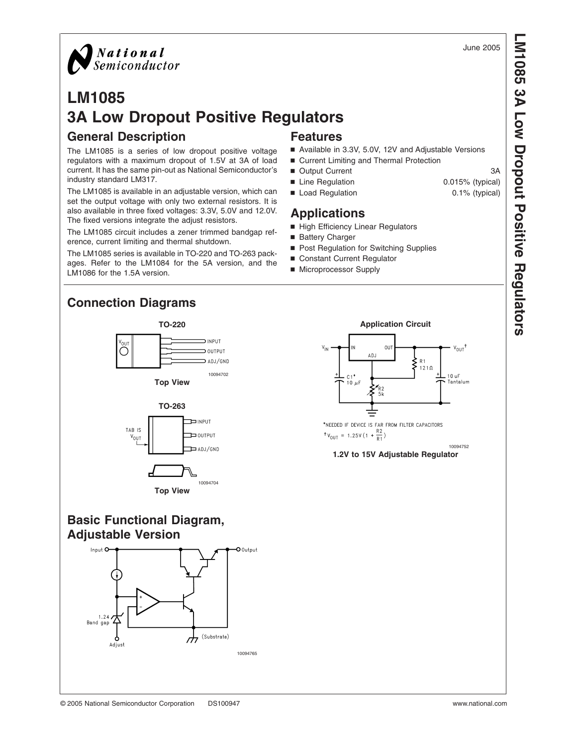June 2005

# LM1085
# 3A Low Dropout Positive Regulators

## General Description

The LM1085 is a series of low dropout positive voltage regulators with a maximum dropout of 1.5V at 3A of load current. It has the same pin-out as National Semiconductor's industry standard LM317.

The LM1085 is available in an adjustable version, which can set the output voltage with only two external resistors. It is also available in three fixed voltages: 3.3V, 5.0V and 12.0V. The fixed versions integrate the adjust resistors.

The LM1085 circuit includes a zener trimmed bandgap reference, current limiting and thermal shutdown.

The LM1085 series is available in TO-220 and TO-263 packages. Refer to the LM1084 for the 5A version, and the LM1086 for the 1.5A version.

## Features

- Available in 3.3V, 5.0V, 12V and Adjustable Versions
- Current Limiting and Thermal Protection
- Output Current 3A
- Line Regulation 0.015% (typical)
- Load Regulation 0.1% (typical)

## Applications

- High Efficiency Linear Regulators
- Battery Charger
- Post Regulation for Switching Supplies
- Constant Current Regulator
- Microprocessor Supply

## Connection Diagrams

**TO-220**

$V_{OUT}$ — INPUT, OUTPUT, ADJ/GND

10094702

**Top View**

**TO-263**

TAB IS $V_{OUT}$ — INPUT, OUTPUT, ADJ/GND

10094704

**Top View**

**Application Circuit**

$V_{IN}$ — IN, OUT, ADJ — $V_{OUT}$†

C1* 10 μF; R1 121Ω; R2 5k; 10 uF Tantalum

*NEEDED IF DEVICE IS FAR FROM FILTER CAPACITORS

†$V_{OUT} = 1.25V\left(1 + \frac{R2}{R1}\right)$

10094752

**1.2V to 15V Adjustable Regulator**

## Basic Functional Diagram, Adjustable Version

Input, Output, 1.24 Band gap, Adjust, (Substrate)

10094765

© 2005 National Semiconductor Corporation DS100947 www.national.com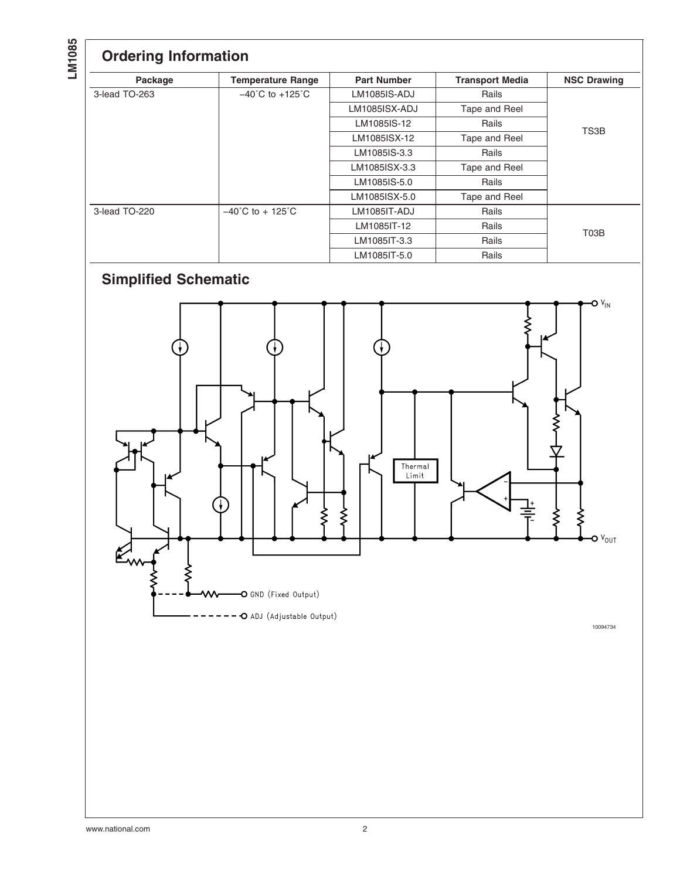## Ordering Information

| Package | Temperature Range | Part Number | Transport Media | NSC Drawing |
|---|---|---|---|---|
| 3-lead TO-263 | −40˚C to +125˚C | LM1085IS-ADJ | Rails | TS3B |
| | | LM1085ISX-ADJ | Tape and Reel | |
| | | LM1085IS-12 | Rails | |
| | | LM1085ISX-12 | Tape and Reel | |
| | | LM1085IS-3.3 | Rails | |
| | | LM1085ISX-3.3 | Tape and Reel | |
| | | LM1085IS-5.0 | Rails | |
| | | LM1085ISX-5.0 | Tape and Reel | |
| 3-lead TO-220 | −40˚C to + 125˚C | LM1085IT-ADJ | Rails | T03B |
| | | LM1085IT-12 | Rails | |
| | | LM1085IT-3.3 | Rails | |
| | | LM1085IT-5.0 | Rails | |

## Simplified Schematic

$V_{IN}$

Thermal Limit

$V_{OUT}$

GND (Fixed Output)

ADJ (Adjustable Output)

10094734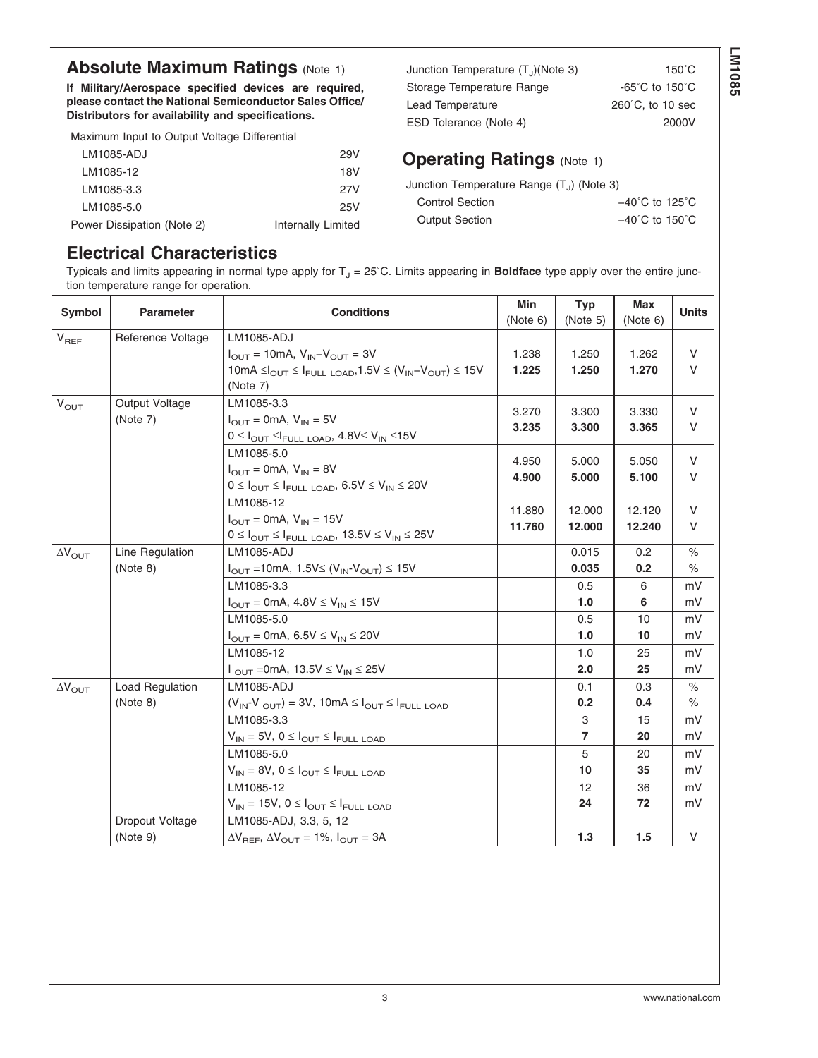## Absolute Maximum Ratings (Note 1)

**If Military/Aerospace specified devices are required, please contact the National Semiconductor Sales Office/ Distributors for availability and specifications.**

| | |
|---|---|
| Maximum Input to Output Voltage Differential | |
| LM1085-ADJ | 29V |
| LM1085-12 | 18V |
| LM1085-3.3 | 27V |
| LM1085-5.0 | 25V |
| Power Dissipation (Note 2) | Internally Limited |
| Junction Temperature ($T_J$)(Note 3) | 150˚C |
| Storage Temperature Range | -65˚C to 150˚C |
| Lead Temperature | 260˚C, to 10 sec |
| ESD Tolerance (Note 4) | 2000V |

## Operating Ratings (Note 1)

| | |
|---|---|
| Junction Temperature Range ($T_J$) (Note 3) | |
| Control Section | −40˚C to 125˚C |
| Output Section | −40˚C to 150˚C |

## Electrical Characteristics

Typicals and limits appearing in normal type apply for $T_J$ = 25˚C. Limits appearing in **Boldface** type apply over the entire junction temperature range for operation.

| Symbol | Parameter | Conditions | Min (Note 6) | Typ (Note 5) | Max (Note 6) | Units |
|---|---|---|---|---|---|---|
| $V_{REF}$ | Reference Voltage | LM1085-ADJ | | | | |
| | | $I_{OUT}$ = 10mA, $V_{IN}$–$V_{OUT}$ = 3V | 1.238 | 1.250 | 1.262 | V |
| | | 10mA ≤$I_{OUT}$ ≤ $I_{FULL\ LOAD}$,1.5V ≤ ($V_{IN}$–$V_{OUT}$) ≤ 15V (Note 7) | **1.225** | **1.250** | **1.270** | V |
| $V_{OUT}$ | Output Voltage (Note 7) | LM1085-3.3 | | | | |
| | | $I_{OUT}$ = 0mA, $V_{IN}$ = 5V | 3.270 | 3.300 | 3.330 | V |
| | | 0 ≤ $I_{OUT}$ ≤$I_{FULL\ LOAD}$, 4.8V≤ $V_{IN}$ ≤15V | **3.235** | **3.300** | **3.365** | V |
| | | LM1085-5.0 | | | | |
| | | $I_{OUT}$ = 0mA, $V_{IN}$ = 8V | 4.950 | 5.000 | 5.050 | V |
| | | 0 ≤ $I_{OUT}$ ≤ $I_{FULL\ LOAD}$, 6.5V ≤ $V_{IN}$ ≤ 20V | **4.900** | **5.000** | **5.100** | V |
| | | LM1085-12 | | | | |
| | | $I_{OUT}$ = 0mA, $V_{IN}$ = 15V | 11.880 | 12.000 | 12.120 | V |
| | | 0 ≤ $I_{OUT}$ ≤ $I_{FULL\ LOAD}$, 13.5V ≤ $V_{IN}$ ≤ 25V | **11.760** | **12.000** | **12.240** | V |
| $\Delta V_{OUT}$ | Line Regulation (Note 8) | LM1085-ADJ | | 0.015 | 0.2 | % |
| | | $I_{OUT}$ =10mA, 1.5V≤ ($V_{IN}$-$V_{OUT}$) ≤ 15V | | **0.035** | **0.2** | % |
| | | LM1085-3.3 | | 0.5 | 6 | mV |
| | | $I_{OUT}$ = 0mA, 4.8V ≤ $V_{IN}$ ≤ 15V | | **1.0** | **6** | mV |
| | | LM1085-5.0 | | 0.5 | 10 | mV |
| | | $I_{OUT}$ = 0mA, 6.5V ≤ $V_{IN}$ ≤ 20V | | **1.0** | **10** | mV |
| | | LM1085-12 | | 1.0 | 25 | mV |
| | | $I_{OUT}$ =0mA, 13.5V ≤ $V_{IN}$ ≤ 25V | | **2.0** | **25** | mV |
| $\Delta V_{OUT}$ | Load Regulation (Note 8) | LM1085-ADJ | | 0.1 | 0.3 | % |
| | | ($V_{IN}$-$V_{OUT}$) = 3V, 10mA ≤ $I_{OUT}$ ≤ $I_{FULL\ LOAD}$ | | **0.2** | **0.4** | % |
| | | LM1085-3.3 | | 3 | 15 | mV |
| | | $V_{IN}$ = 5V, 0 ≤ $I_{OUT}$ ≤ $I_{FULL\ LOAD}$ | | **7** | **20** | mV |
| | | LM1085-5.0 | | 5 | 20 | mV |
| | | $V_{IN}$ = 8V, 0 ≤ $I_{OUT}$ ≤ $I_{FULL\ LOAD}$ | | **10** | **35** | mV |
| | | LM1085-12 | | 12 | 36 | mV |
| | | $V_{IN}$ = 15V, 0 ≤ $I_{OUT}$ ≤ $I_{FULL\ LOAD}$ | | **24** | **72** | mV |
| | Dropout Voltage (Note 9) | LM1085-ADJ, 3.3, 5, 12 $\Delta V_{REF}$, $\Delta V_{OUT}$ = 1%, $I_{OUT}$ = 3A | | **1.3** | **1.5** | V |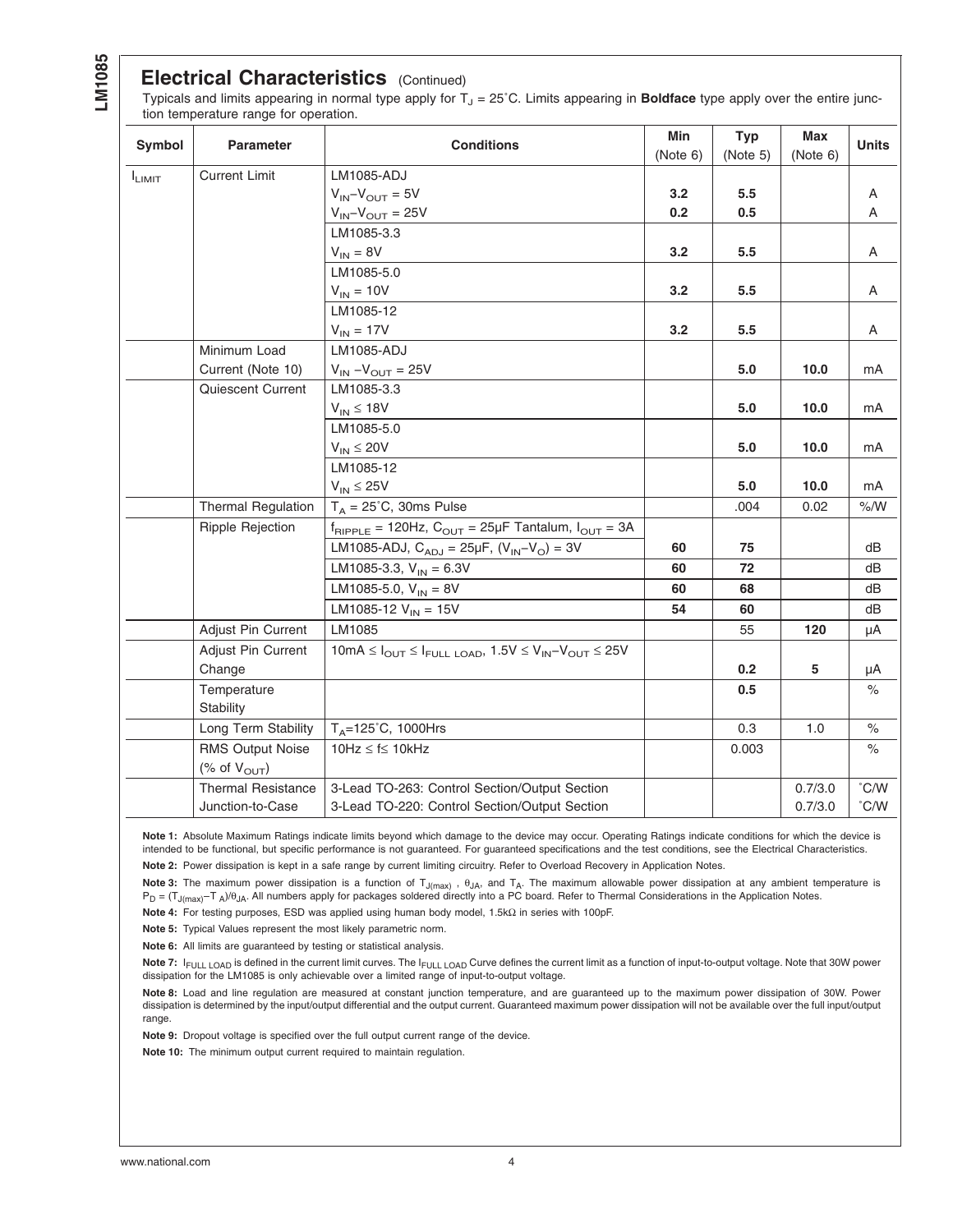## Electrical Characteristics (Continued)

Typicals and limits appearing in normal type apply for $T_J$ = 25˚C. Limits appearing in **Boldface** type apply over the entire junction temperature range for operation.

| Symbol | Parameter | Conditions | Min (Note 6) | Typ (Note 5) | Max (Note 6) | Units |
|---|---|---|---|---|---|---|
| $I_{LIMIT}$ | Current Limit | LM1085-ADJ | | | | |
| | | $V_{IN}$–$V_{OUT}$ = 5V | **3.2** | **5.5** | | A |
| | | $V_{IN}$–$V_{OUT}$ = 25V | **0.2** | **0.5** | | A |
| | | LM1085-3.3 | | | | |
| | | $V_{IN}$ = 8V | **3.2** | **5.5** | | A |
| | | LM1085-5.0 | | | | |
| | | $V_{IN}$ = 10V | **3.2** | **5.5** | | A |
| | | LM1085-12 | | | | |
| | | $V_{IN}$ = 17V | **3.2** | **5.5** | | A |
| | Minimum Load Current (Note 10) | LM1085-ADJ<br>$V_{IN}$ –$V_{OUT}$ = 25V | | **5.0** | **10.0** | mA |
| | Quiescent Current | LM1085-3.3 | | | | |
| | | $V_{IN}$ ≤ 18V | | **5.0** | **10.0** | mA |
| | | LM1085-5.0 | | | | |
| | | $V_{IN}$ ≤ 20V | | **5.0** | **10.0** | mA |
| | | LM1085-12 | | | | |
| | | $V_{IN}$ ≤ 25V | | **5.0** | **10.0** | mA |
| | Thermal Regulation | $T_A$ = 25˚C, 30ms Pulse | | .004 | 0.02 | %/W |
| | Ripple Rejection | $f_{RIPPLE}$ = 120Hz, $C_{OUT}$ = 25µF Tantalum, $I_{OUT}$ = 3A | | | | |
| | | LM1085-ADJ, $C_{ADJ}$ = 25µF, ($V_{IN}$–$V_O$) = 3V | **60** | **75** | | dB |
| | | LM1085-3.3, $V_{IN}$ = 6.3V | **60** | **72** | | dB |
| | | LM1085-5.0, $V_{IN}$ = 8V | **60** | **68** | | dB |
| | | LM1085-12 $V_{IN}$ = 15V | **54** | **60** | | dB |
| | Adjust Pin Current | LM1085 | | 55 | **120** | µA |
| | Adjust Pin Current Change | 10mA ≤ $I_{OUT}$ ≤ $I_{FULL\ LOAD}$, 1.5V ≤ $V_{IN}$–$V_{OUT}$ ≤ 25V | | **0.2** | **5** | µA |
| | Temperature Stability | | | **0.5** | | % |
| | Long Term Stability | $T_A$=125˚C, 1000Hrs | | 0.3 | 1.0 | % |
| | RMS Output Noise (% of $V_{OUT}$) | 10Hz ≤ f≤ 10kHz | | 0.003 | | % |
| | Thermal Resistance Junction-to-Case | 3-Lead TO-263: Control Section/Output Section | | | 0.7/3.0 | ˚C/W |
| | | 3-Lead TO-220: Control Section/Output Section | | | 0.7/3.0 | ˚C/W |

**Note 1:** Absolute Maximum Ratings indicate limits beyond which damage to the device may occur. Operating Ratings indicate conditions for which the device is intended to be functional, but specific performance is not guaranteed. For guaranteed specifications and the test conditions, see the Electrical Characteristics.

**Note 2:** Power dissipation is kept in a safe range by current limiting circuitry. Refer to Overload Recovery in Application Notes.

**Note 3:** The maximum power dissipation is a function of $T_{J(max)}$ , $\theta_{JA}$, and $T_A$. The maximum allowable power dissipation at any ambient temperature is $P_D = (T_{J(max)}-T_A)/\theta_{JA}$. All numbers apply for packages soldered directly into a PC board. Refer to Thermal Considerations in the Application Notes.

**Note 4:** For testing purposes, ESD was applied using human body model, 1.5kΩ in series with 100pF.

**Note 5:** Typical Values represent the most likely parametric norm.

**Note 6:** All limits are guaranteed by testing or statistical analysis.

**Note 7:** $I_{FULL\ LOAD}$ is defined in the current limit curves. The $I_{FULL\ LOAD}$ Curve defines the current limit as a function of input-to-output voltage. Note that 30W power dissipation for the LM1085 is only achievable over a limited range of input-to-output voltage.

**Note 8:** Load and line regulation are measured at constant junction temperature, and are guaranteed up to the maximum power dissipation of 30W. Power dissipation is determined by the input/output differential and the output current. Guaranteed maximum power dissipation will not be available over the full input/output range.

**Note 9:** Dropout voltage is specified over the full output current range of the device.

**Note 10:** The minimum output current required to maintain regulation.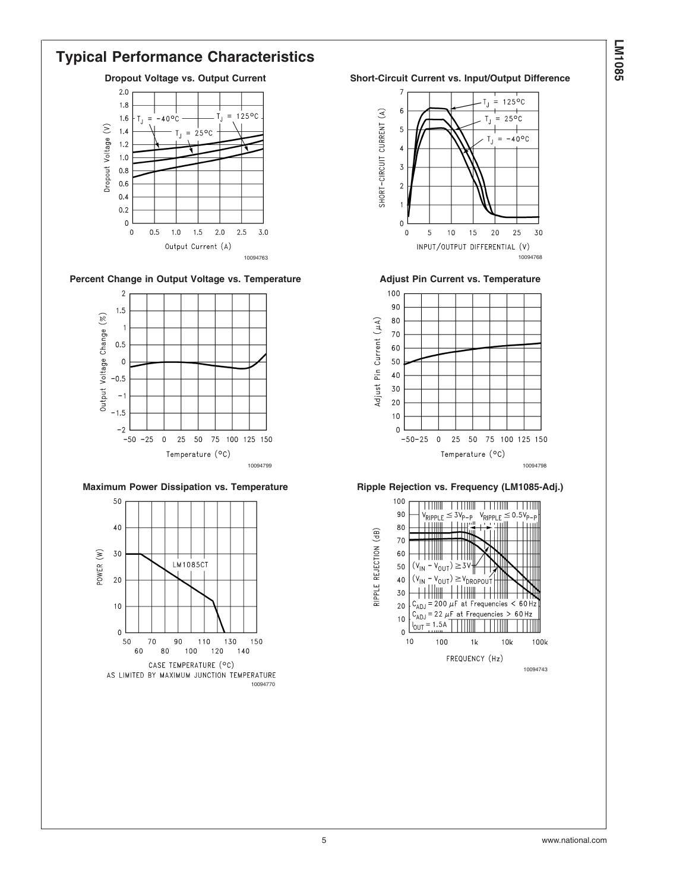## Typical Performance Characteristics

**Dropout Voltage vs. Output Current**

10094763

**Short-Circuit Current vs. Input/Output Difference**

10094768

**Percent Change in Output Voltage vs. Temperature**

10094799

**Adjust Pin Current vs. Temperature**

10094798

**Maximum Power Dissipation vs. Temperature**

10094770

**Ripple Rejection vs. Frequency (LM1085-Adj.)**

10094743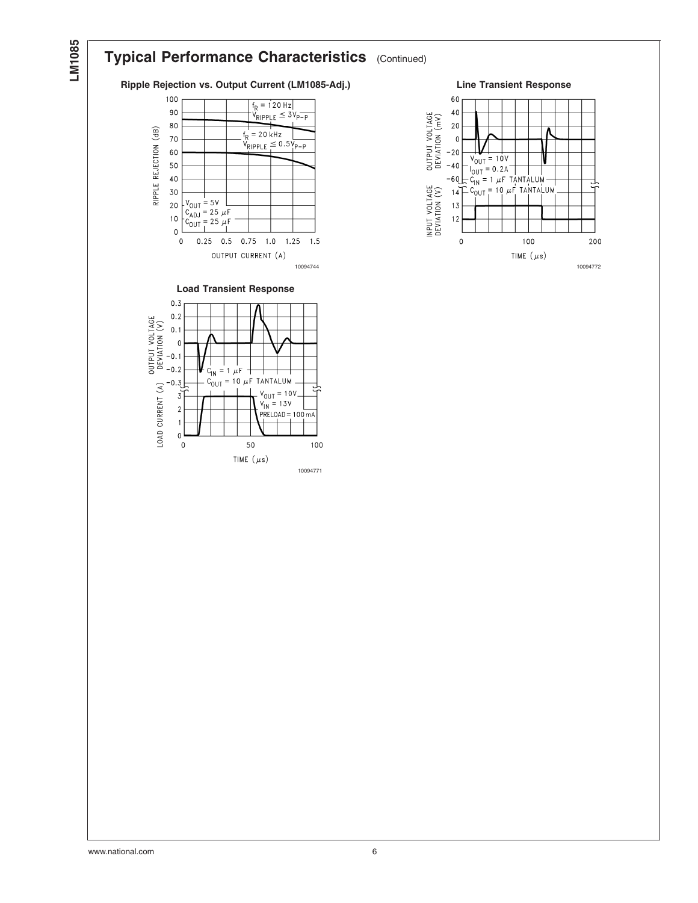## Typical Performance Characteristics (Continued)

**Ripple Rejection vs. Output Current (LM1085-Adj.)**

10094744

**Line Transient Response**

10094772

**Load Transient Response**

10094771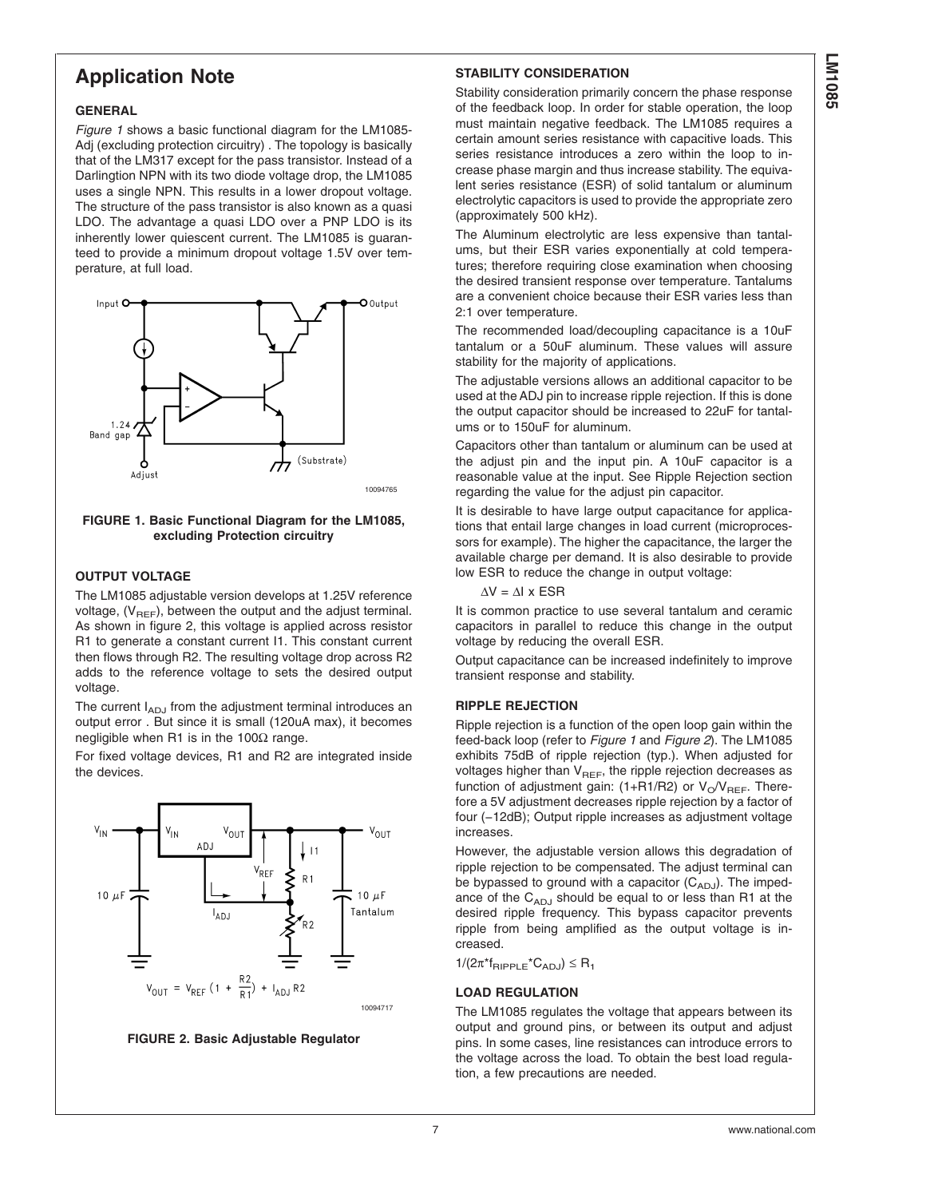# Application Note

### GENERAL

*Figure 1* shows a basic functional diagram for the LM1085-Adj (excluding protection circuitry) . The topology is basically that of the LM317 except for the pass transistor. Instead of a Darlingtion NPN with its two diode voltage drop, the LM1085 uses a single NPN. This results in a lower dropout voltage. The structure of the pass transistor is also known as a quasi LDO. The advantage a quasi LDO over a PNP LDO is its inherently lower quiescent current. The LM1085 is guaranteed to provide a minimum dropout voltage 1.5V over temperature, at full load.

**FIGURE 1. Basic Functional Diagram for the LM1085, excluding Protection circuitry**

### OUTPUT VOLTAGE

The LM1085 adjustable version develops at 1.25V reference voltage, ($V_{REF}$), between the output and the adjust terminal. As shown in figure 2, this voltage is applied across resistor R1 to generate a constant current I1. This constant current then flows through R2. The resulting voltage drop across R2 adds to the reference voltage to sets the desired output voltage.

The current $I_{ADJ}$ from the adjustment terminal introduces an output error . But since it is small (120uA max), it becomes negligible when R1 is in the 100Ω range.

For fixed voltage devices, R1 and R2 are integrated inside the devices.

$$V_{OUT} = V_{REF}\left(1 + \frac{R2}{R1}\right) + I_{ADJ}\,R2$$

**FIGURE 2. Basic Adjustable Regulator**

### STABILITY CONSIDERATION

Stability consideration primarily concern the phase response of the feedback loop. In order for stable operation, the loop must maintain negative feedback. The LM1085 requires a certain amount series resistance with capacitive loads. This series resistance introduces a zero within the loop to increase phase margin and thus increase stability. The equivalent series resistance (ESR) of solid tantalum or aluminum electrolytic capacitors is used to provide the appropriate zero (approximately 500 kHz).

The Aluminum electrolytic are less expensive than tantalums, but their ESR varies exponentially at cold temperatures; therefore requiring close examination when choosing the desired transient response over temperature. Tantalums are a convenient choice because their ESR varies less than 2:1 over temperature.

The recommended load/decoupling capacitance is a 10uF tantalum or a 50uF aluminum. These values will assure stability for the majority of applications.

The adjustable versions allows an additional capacitor to be used at the ADJ pin to increase ripple rejection. If this is done the output capacitor should be increased to 22uF for tantalums or to 150uF for aluminum.

Capacitors other than tantalum or aluminum can be used at the adjust pin and the input pin. A 10uF capacitor is a reasonable value at the input. See Ripple Rejection section regarding the value for the adjust pin capacitor.

It is desirable to have large output capacitance for applications that entail large changes in load current (microprocessors for example). The higher the capacitance, the larger the available charge per demand. It is also desirable to provide low ESR to reduce the change in output voltage:

$\Delta V = \Delta I \times ESR$

It is common practice to use several tantalum and ceramic capacitors in parallel to reduce this change in the output voltage by reducing the overall ESR.

Output capacitance can be increased indefinitely to improve transient response and stability.

### RIPPLE REJECTION

Ripple rejection is a function of the open loop gain within the feed-back loop (refer to *Figure 1* and *Figure 2*). The LM1085 exhibits 75dB of ripple rejection (typ.). When adjusted for voltages higher than $V_{REF}$, the ripple rejection decreases as function of adjustment gain: (1+R1/R2) or $V_O/V_{REF}$. Therefore a 5V adjustment decreases ripple rejection by a factor of four (−12dB); Output ripple increases as adjustment voltage increases.

However, the adjustable version allows this degradation of ripple rejection to be compensated. The adjust terminal can be bypassed to ground with a capacitor ($C_{ADJ}$). The impedance of the $C_{ADJ}$ should be equal to or less than R1 at the desired ripple frequency. This bypass capacitor prevents ripple from being amplified as the output voltage is increased.

$1/(2\pi * f_{RIPPLE} * C_{ADJ}) \leq R_1$

### LOAD REGULATION

The LM1085 regulates the voltage that appears between its output and ground pins, or between its output and adjust pins. In some cases, line resistances can introduce errors to the voltage across the load. To obtain the best load regulation, a few precautions are needed.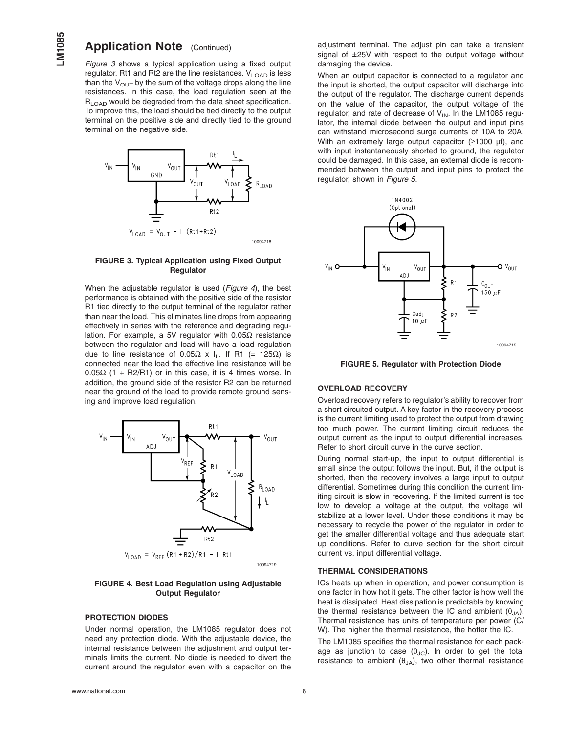## Application Note (Continued)

*Figure 3* shows a typical application using a fixed output regulator. Rt1 and Rt2 are the line resistances. $V_{LOAD}$ is less than the $V_{OUT}$ by the sum of the voltage drops along the line resistances. In this case, the load regulation seen at the $R_{LOAD}$ would be degraded from the data sheet specification. To improve this, the load should be tied directly to the output terminal on the positive side and directly tied to the ground terminal on the negative side.

$$V_{LOAD} = V_{OUT} - I_L (Rt1 + Rt2)$$

**FIGURE 3. Typical Application using Fixed Output Regulator**

When the adjustable regulator is used (*Figure 4*), the best performance is obtained with the positive side of the resistor R1 tied directly to the output terminal of the regulator rather than near the load. This eliminates line drops from appearing effectively in series with the reference and degrading regulation. For example, a 5V regulator with 0.05Ω resistance between the regulator and load will have a load regulation due to line resistance of 0.05Ω x $I_L$. If R1 (= 125Ω) is connected near the load the effective line resistance will be 0.05Ω (1 + R2/R1) or in this case, it is 4 times worse. In addition, the ground side of the resistor R2 can be returned near the ground of the load to provide remote ground sensing and improve load regulation.

$$V_{LOAD} = V_{REF} (R1 + R2)/R1 - I_L Rt1$$

**FIGURE 4. Best Load Regulation using Adjustable Output Regulator**

### PROTECTION DIODES

Under normal operation, the LM1085 regulator does not need any protection diode. With the adjustable device, the internal resistance between the adjustment and output terminals limits the current. No diode is needed to divert the current around the regulator even with a capacitor on the adjustment terminal. The adjust pin can take a transient signal of ±25V with respect to the output voltage without damaging the device.

When an output capacitor is connected to a regulator and the input is shorted, the output capacitor will discharge into the output of the regulator. The discharge current depends on the value of the capacitor, the output voltage of the regulator, and rate of decrease of $V_{IN}$. In the LM1085 regulator, the internal diode between the output and input pins can withstand microsecond surge currents of 10A to 20A. With an extremely large output capacitor (≥1000 µf), and with input instantaneously shorted to ground, the regulator could be damaged. In this case, an external diode is recommended between the output and input pins to protect the regulator, shown in *Figure 5*.

**FIGURE 5. Regulator with Protection Diode**

### OVERLOAD RECOVERY

Overload recovery refers to regulator's ability to recover from a short circuited output. A key factor in the recovery process is the current limiting used to protect the output from drawing too much power. The current limiting circuit reduces the output current as the input to output differential increases. Refer to short circuit curve in the curve section.

During normal start-up, the input to output differential is small since the output follows the input. But, if the output is shorted, then the recovery involves a large input to output differential. Sometimes during this condition the current limiting circuit is slow in recovering. If the limited current is too low to develop a voltage at the output, the voltage will stabilize at a lower level. Under these conditions it may be necessary to recycle the power of the regulator in order to get the smaller differential voltage and thus adequate start up conditions. Refer to curve section for the short circuit current vs. input differential voltage.

### THERMAL CONSIDERATIONS

ICs heats up when in operation, and power consumption is one factor in how hot it gets. The other factor is how well the heat is dissipated. Heat dissipation is predictable by knowing the thermal resistance between the IC and ambient ($\theta_{JA}$). Thermal resistance has units of temperature per power (C/W). The higher the thermal resistance, the hotter the IC.

The LM1085 specifies the thermal resistance for each package as junction to case ($\theta_{JC}$). In order to get the total resistance to ambient ($\theta_{JA}$), two other thermal resistance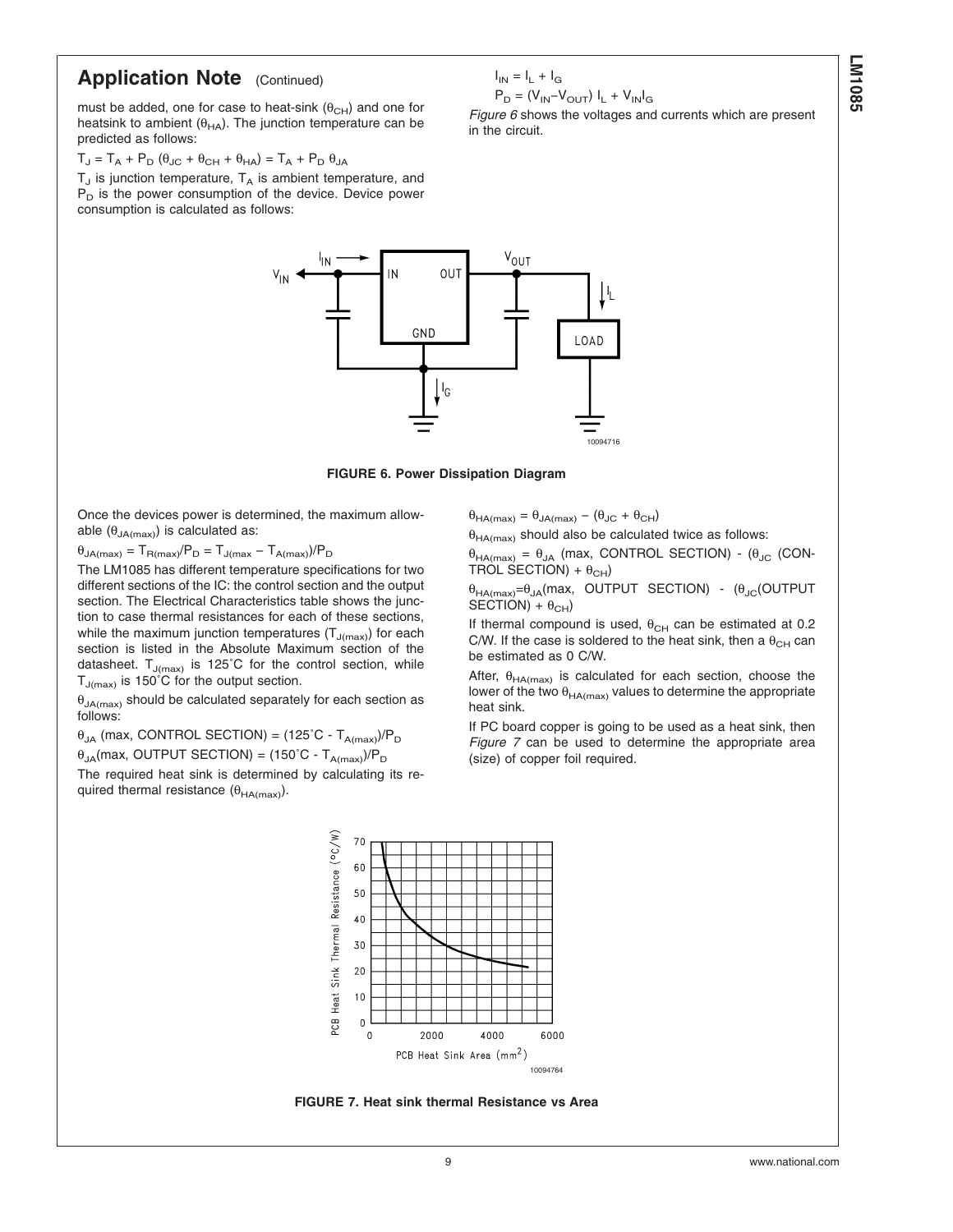## Application Note (Continued)

must be added, one for case to heat-sink ($\theta_{CH}$) and one for heatsink to ambient ($\theta_{HA}$). The junction temperature can be predicted as follows:

$$T_J = T_A + P_D (\theta_{JC} + \theta_{CH} + \theta_{HA}) = T_A + P_D \theta_{JA}$$

$T_J$ is junction temperature, $T_A$ is ambient temperature, and $P_D$ is the power consumption of the device. Device power consumption is calculated as follows:

$$I_{IN} = I_L + I_G$$

$$P_D = (V_{IN} - V_{OUT}) I_L + V_{IN} I_G$$

*Figure 6* shows the voltages and currents which are present in the circuit.

**FIGURE 6. Power Dissipation Diagram**

Once the devices power is determined, the maximum allowable ($\theta_{JA(max)}$) is calculated as:

$$\theta_{JA(max)} = T_{R(max)}/P_D = T_{J(max} - T_{A(max)})/P_D$$

The LM1085 has different temperature specifications for two different sections of the IC: the control section and the output section. The Electrical Characteristics table shows the junction to case thermal resistances for each of these sections, while the maximum junction temperatures ($T_{J(max)}$) for each section is listed in the Absolute Maximum section of the datasheet. $T_{J(max)}$ is 125˚C for the control section, while $T_{J(max)}$ is 150˚C for the output section.

$\theta_{JA(max)}$ should be calculated separately for each section as follows:

$$\theta_{JA} \text{ (max, CONTROL SECTION)} = (125^\circ\text{C} - T_{A(max)})/P_D$$

$$\theta_{JA} \text{(max, OUTPUT SECTION)} = (150^\circ\text{C} - T_{A(max)})/P_D$$

The required heat sink is determined by calculating its required thermal resistance ($\theta_{HA(max)}$).

$$\theta_{HA(max)} = \theta_{JA(max)} - (\theta_{JC} + \theta_{CH})$$

$\theta_{HA(max)}$ should also be calculated twice as follows:

$$\theta_{HA(max)} = \theta_{JA} \text{ (max, CONTROL SECTION)} - (\theta_{JC} \text{ (CONTROL SECTION)} + \theta_{CH})$$

$$\theta_{HA(max)} = \theta_{JA}\text{(max, OUTPUT SECTION)} - (\theta_{JC}\text{(OUTPUT SECTION)} + \theta_{CH})$$

If thermal compound is used, $\theta_{CH}$ can be estimated at 0.2 C/W. If the case is soldered to the heat sink, then a $\theta_{CH}$ can be estimated as 0 C/W.

After, $\theta_{HA(max)}$ is calculated for each section, choose the lower of the two $\theta_{HA(max)}$ values to determine the appropriate heat sink.

If PC board copper is going to be used as a heat sink, then *Figure 7* can be used to determine the appropriate area (size) of copper foil required.

**FIGURE 7. Heat sink thermal Resistance vs Area**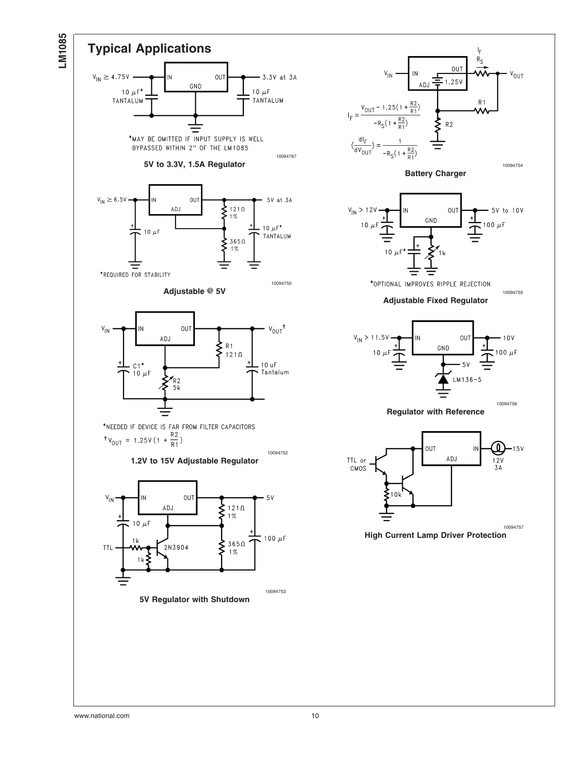# Typical Applications

$V_{IN} \geq 4.75V$ — IN, GND, OUT — 3.3V at 3A

10 µF* TANTALUM; 10 µF TANTALUM

*MAY BE OMITTED IF INPUT SUPPLY IS WELL BYPASSED WITHIN 2" OF THE LM1085

10094767

**5V to 3.3V, 1.5A Regulator**

$V_{IN} \geq 6.5V$ — IN, ADJ, OUT — 5V at 3A

10 µF; 121Ω 1%; 365Ω 1%; 10 µF* TANTALUM

*REQUIRED FOR STABILITY

10094750

**Adjustable @ 5V**

$V_{IN}$ — IN, ADJ, OUT — $V_{OUT}$†

C1* 10 µF; R1 121Ω; R2 5k; 10 uF Tantalum

*NEEDED IF DEVICE IS FAR FROM FILTER CAPACITORS

† $V_{OUT} = 1.25V\left(1 + \frac{R2}{R1}\right)$

10094752

**1.2V to 15V Adjustable Regulator**

$V_{IN}$ — IN, ADJ, OUT — 5V

10 µF; TTL; 1k; 1k; 2N3904; 121Ω 1%; 365Ω 1%; 100 µF

10094753

**5V Regulator with Shutdown**

$V_{IN}$ — IN, ADJ, OUT — 1.25V — $I_F$, $R_S$ — $V_{OUT}$; R1; R2

$$I_F = \frac{V_{OUT} - 1.25\left(1 + \frac{R2}{R1}\right)}{-R_S\left(1 + \frac{R2}{R1}\right)}$$

$$\left(\frac{dI_F}{dV_{OUT}}\right) = \frac{1}{-R_S\left(1 + \frac{R2}{R1}\right)}$$

10094754

**Battery Charger**

$V_{IN} > 12V$ — IN, GND, OUT — 5V to 10V

10 µF; 100 µF; 10 µF*; 1k

*OPTIONAL IMPROVES RIPPLE REJECTION

10094755

**Adjustable Fixed Regulator**

$V_{IN} > 11.5V$ — IN, GND, OUT — 10V

10 µF; 100 µF; 5V; LM136-5

10094756

**Regulator with Reference**

TTL or CMOS; 10k; OUT, ADJ, IN; 12V 3A; 15V

10094757

**High Current Lamp Driver Protection**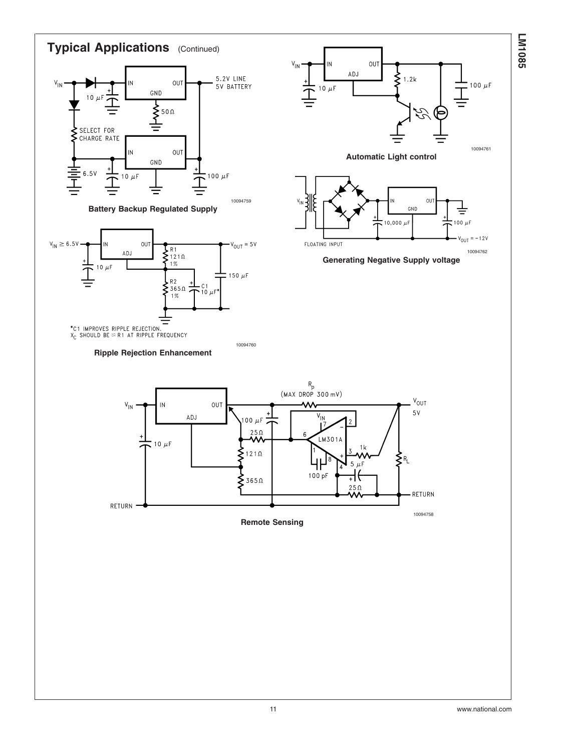## Typical Applications (Continued)

5.2V LINE
5V BATTERY

SELECT FOR CHARGE RATE

10094759

**Battery Backup Regulated Supply**

$V_{IN} \geq 6.5V$

$V_{OUT} = 5V$

*C1 IMPROVES RIPPLE REJECTION.
$X_C$ SHOULD BE ≈ R1 AT RIPPLE FREQUENCY

10094760

**Ripple Rejection Enhancement**

10094761

**Automatic Light control**

FLOATING INPUT

$V_{OUT} = -12V$

10094762

**Generating Negative Supply voltage**

$R_P$
(MAX DROP 300 mV)

10094758

**Remote Sensing**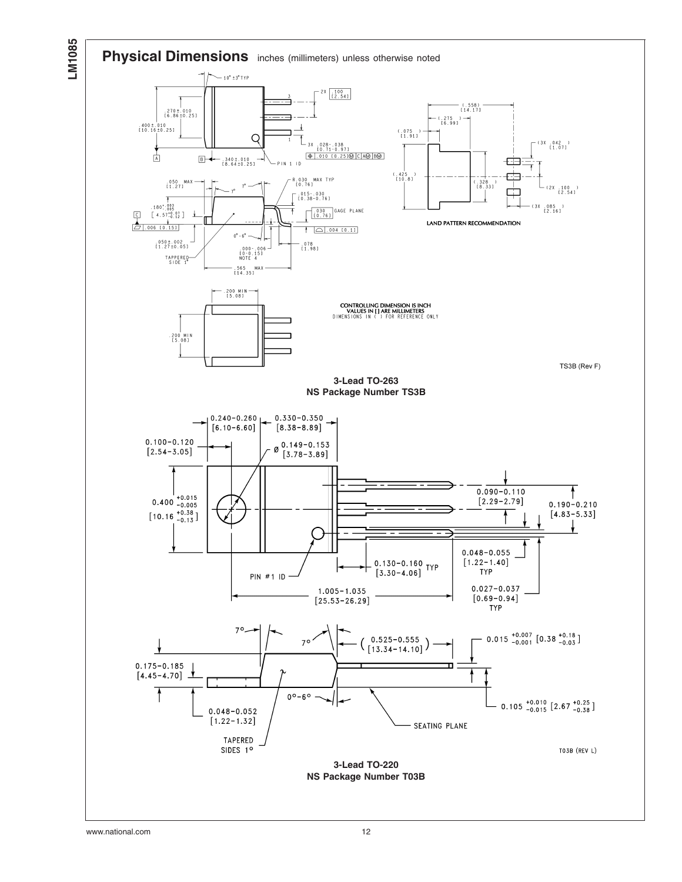## Physical Dimensions inches (millimeters) unless otherwise noted

CONTROLLING DIMENSION IS INCH
VALUES IN [ ] ARE MILLIMETERS
DIMENSIONS IN ( ) FOR REFERENCE ONLY

LAND PATTERN RECOMMENDATION

TS3B (Rev F)

**3-Lead TO-263**
**NS Package Number TS3B**

T03B (REV L)

**3-Lead TO-220**
**NS Package Number T03B**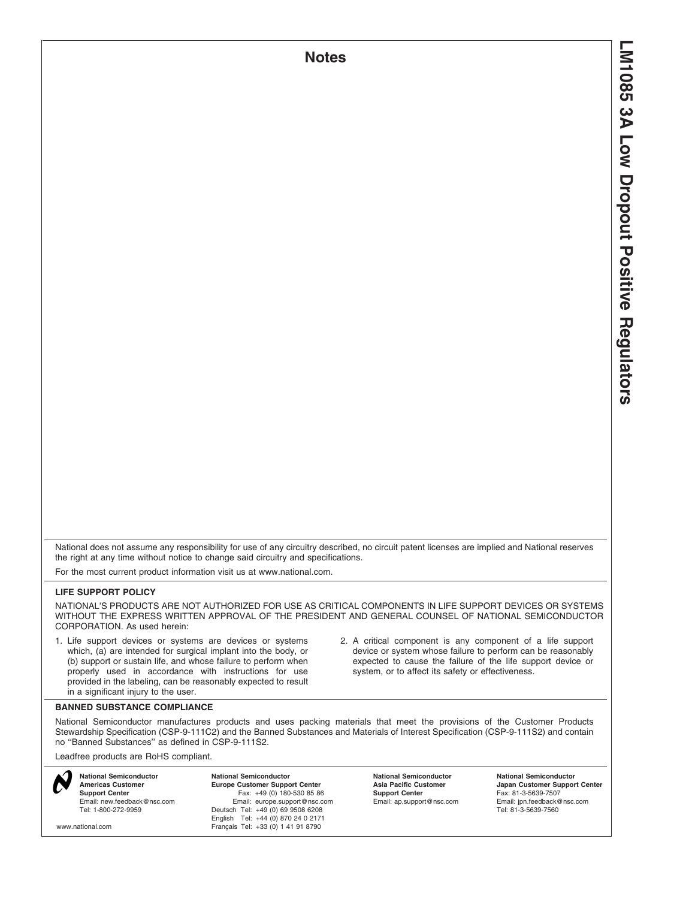# Notes

National does not assume any responsibility for use of any circuitry described, no circuit patent licenses are implied and National reserves the right at any time without notice to change said circuitry and specifications.

For the most current product information visit us at www.national.com.

**LIFE SUPPORT POLICY**

NATIONAL'S PRODUCTS ARE NOT AUTHORIZED FOR USE AS CRITICAL COMPONENTS IN LIFE SUPPORT DEVICES OR SYSTEMS WITHOUT THE EXPRESS WRITTEN APPROVAL OF THE PRESIDENT AND GENERAL COUNSEL OF NATIONAL SEMICONDUCTOR CORPORATION. As used herein:

1. Life support devices or systems are devices or systems which, (a) are intended for surgical implant into the body, or (b) support or sustain life, and whose failure to perform when properly used in accordance with instructions for use provided in the labeling, can be reasonably expected to result in a significant injury to the user.
2. A critical component is any component of a life support device or system whose failure to perform can be reasonably expected to cause the failure of the life support device or system, or to affect its safety or effectiveness.

**BANNED SUBSTANCE COMPLIANCE**

National Semiconductor manufactures products and uses packing materials that meet the provisions of the Customer Products Stewardship Specification (CSP-9-111C2) and the Banned Substances and Materials of Interest Specification (CSP-9-111S2) and contain no ''Banned Substances'' as defined in CSP-9-111S2.

Leadfree products are RoHS compliant.

**National Semiconductor Americas Customer Support Center**
Email: new.feedback@nsc.com
Tel: 1-800-272-9959

**National Semiconductor Europe Customer Support Center**
Fax: +49 (0) 180-530 85 86
Email: europe.support@nsc.com
Deutsch Tel: +49 (0) 69 9508 6208
English Tel: +44 (0) 870 24 0 2171
Français Tel: +33 (0) 1 41 91 8790

**National Semiconductor Asia Pacific Customer Support Center**
Email: ap.support@nsc.com

**National Semiconductor Japan Customer Support Center**
Fax: 81-3-5639-7507
Email: jpn.feedback@nsc.com
Tel: 81-3-5639-7560

www.national.com